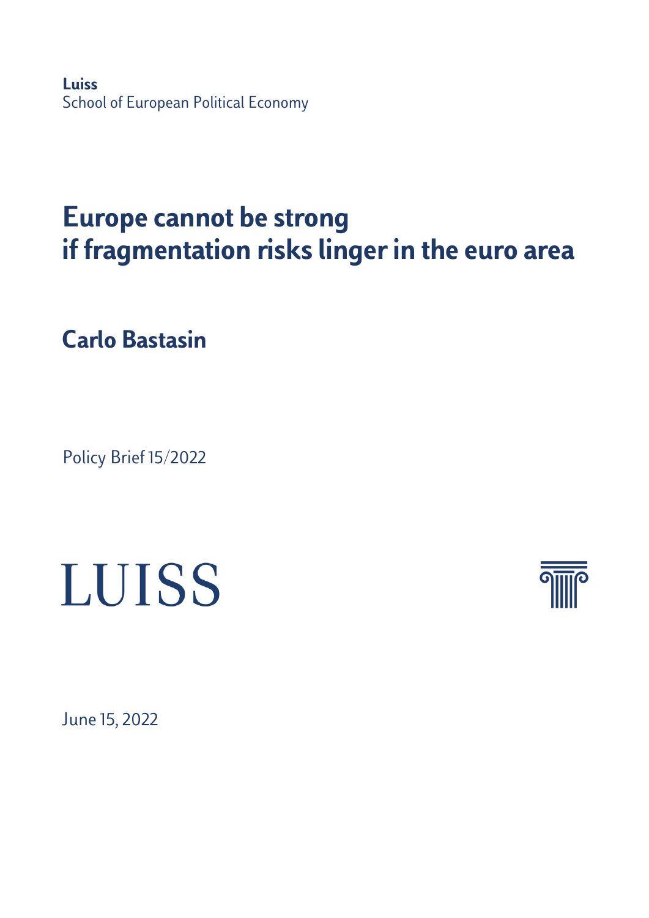**Luiss**
School of European Political Economy

# Europe cannot be strong if fragmentation risks linger in the euro area

## Carlo Bastasin

Policy Brief 15/2022

LUISS

June 15, 2022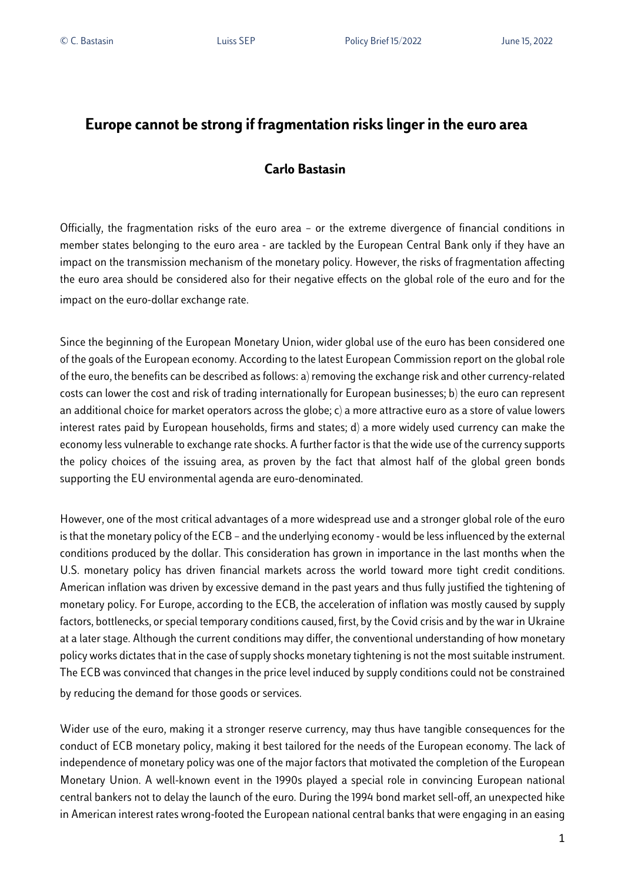# Europe cannot be strong if fragmentation risks linger in the euro area

## Carlo Bastasin

Officially, the fragmentation risks of the euro area – or the extreme divergence of financial conditions in member states belonging to the euro area - are tackled by the European Central Bank only if they have an impact on the transmission mechanism of the monetary policy. However, the risks of fragmentation affecting the euro area should be considered also for their negative effects on the global role of the euro and for the impact on the euro-dollar exchange rate.

Since the beginning of the European Monetary Union, wider global use of the euro has been considered one of the goals of the European economy. According to the latest European Commission report on the global role of the euro, the benefits can be described as follows: a) removing the exchange risk and other currency-related costs can lower the cost and risk of trading internationally for European businesses; b) the euro can represent an additional choice for market operators across the globe; c) a more attractive euro as a store of value lowers interest rates paid by European households, firms and states; d) a more widely used currency can make the economy less vulnerable to exchange rate shocks. A further factor is that the wide use of the currency supports the policy choices of the issuing area, as proven by the fact that almost half of the global green bonds supporting the EU environmental agenda are euro-denominated.

However, one of the most critical advantages of a more widespread use and a stronger global role of the euro is that the monetary policy of the ECB – and the underlying economy - would be less influenced by the external conditions produced by the dollar. This consideration has grown in importance in the last months when the U.S. monetary policy has driven financial markets across the world toward more tight credit conditions. American inflation was driven by excessive demand in the past years and thus fully justified the tightening of monetary policy. For Europe, according to the ECB, the acceleration of inflation was mostly caused by supply factors, bottlenecks, or special temporary conditions caused, first, by the Covid crisis and by the war in Ukraine at a later stage. Although the current conditions may differ, the conventional understanding of how monetary policy works dictates that in the case of supply shocks monetary tightening is not the most suitable instrument. The ECB was convinced that changes in the price level induced by supply conditions could not be constrained by reducing the demand for those goods or services.

Wider use of the euro, making it a stronger reserve currency, may thus have tangible consequences for the conduct of ECB monetary policy, making it best tailored for the needs of the European economy. The lack of independence of monetary policy was one of the major factors that motivated the completion of the European Monetary Union. A well-known event in the 1990s played a special role in convincing European national central bankers not to delay the launch of the euro. During the 1994 bond market sell-off, an unexpected hike in American interest rates wrong-footed the European national central banks that were engaging in an easing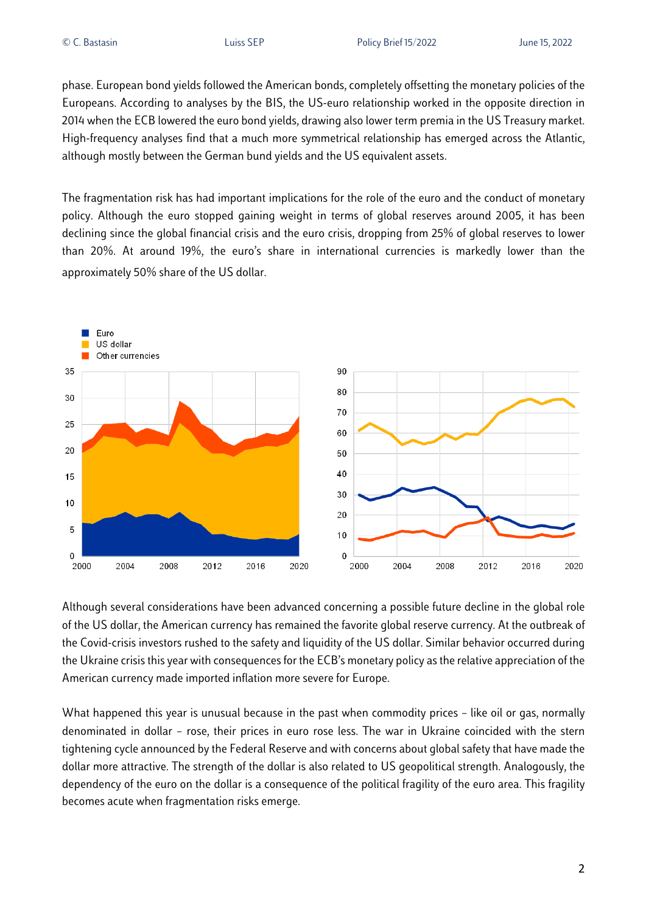phase. European bond yields followed the American bonds, completely offsetting the monetary policies of the Europeans. According to analyses by the BIS, the US-euro relationship worked in the opposite direction in 2014 when the ECB lowered the euro bond yields, drawing also lower term premia in the US Treasury market. High-frequency analyses find that a much more symmetrical relationship has emerged across the Atlantic, although mostly between the German bund yields and the US equivalent assets.

The fragmentation risk has had important implications for the role of the euro and the conduct of monetary policy. Although the euro stopped gaining weight in terms of global reserves around 2005, it has been declining since the global financial crisis and the euro crisis, dropping from 25% of global reserves to lower than 20%. At around 19%, the euro's share in international currencies is markedly lower than the approximately 50% share of the US dollar.

Although several considerations have been advanced concerning a possible future decline in the global role of the US dollar, the American currency has remained the favorite global reserve currency. At the outbreak of the Covid-crisis investors rushed to the safety and liquidity of the US dollar. Similar behavior occurred during the Ukraine crisis this year with consequences for the ECB's monetary policy as the relative appreciation of the American currency made imported inflation more severe for Europe.

What happened this year is unusual because in the past when commodity prices – like oil or gas, normally denominated in dollar – rose, their prices in euro rose less. The war in Ukraine coincided with the stern tightening cycle announced by the Federal Reserve and with concerns about global safety that have made the dollar more attractive. The strength of the dollar is also related to US geopolitical strength. Analogously, the dependency of the euro on the dollar is a consequence of the political fragility of the euro area. This fragility becomes acute when fragmentation risks emerge.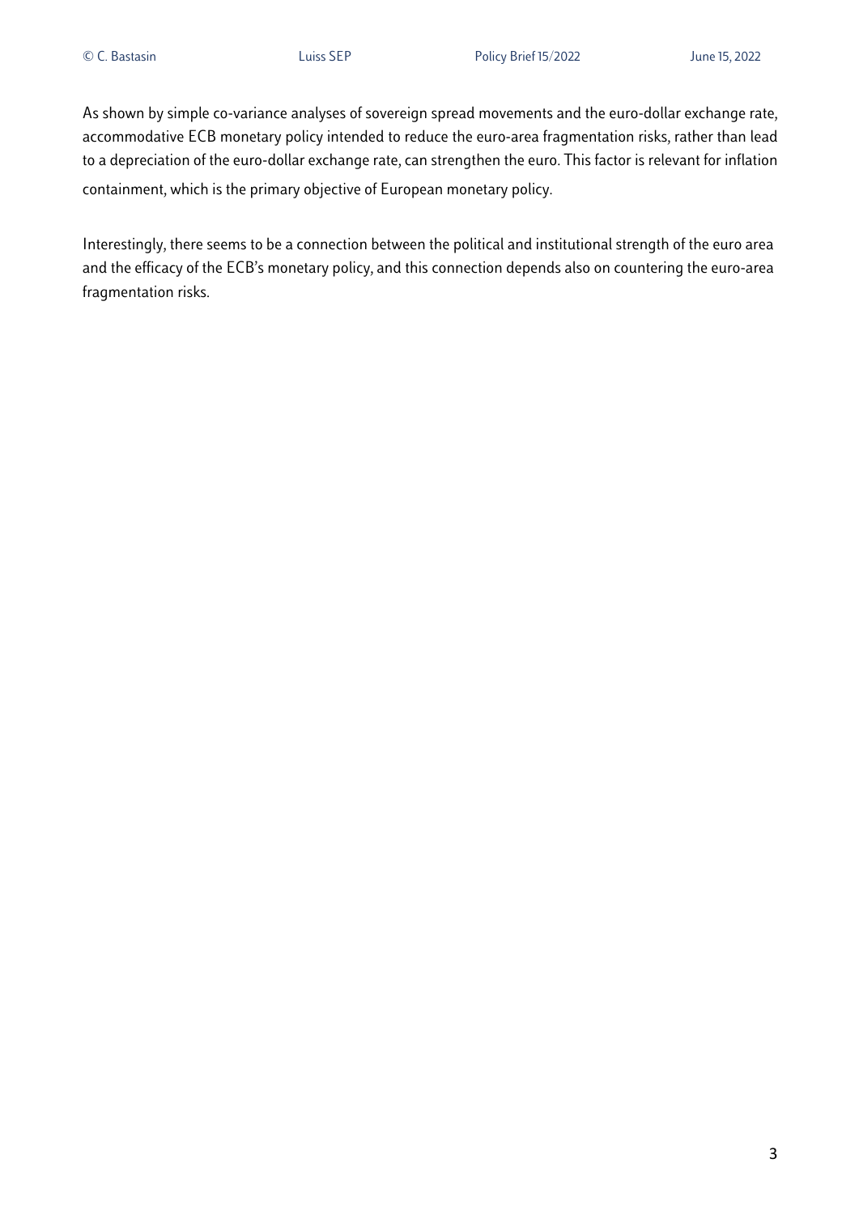As shown by simple co-variance analyses of sovereign spread movements and the euro-dollar exchange rate, accommodative ECB monetary policy intended to reduce the euro-area fragmentation risks, rather than lead to a depreciation of the euro-dollar exchange rate, can strengthen the euro. This factor is relevant for inflation containment, which is the primary objective of European monetary policy.

Interestingly, there seems to be a connection between the political and institutional strength of the euro area and the efficacy of the ECB's monetary policy, and this connection depends also on countering the euro-area fragmentation risks.